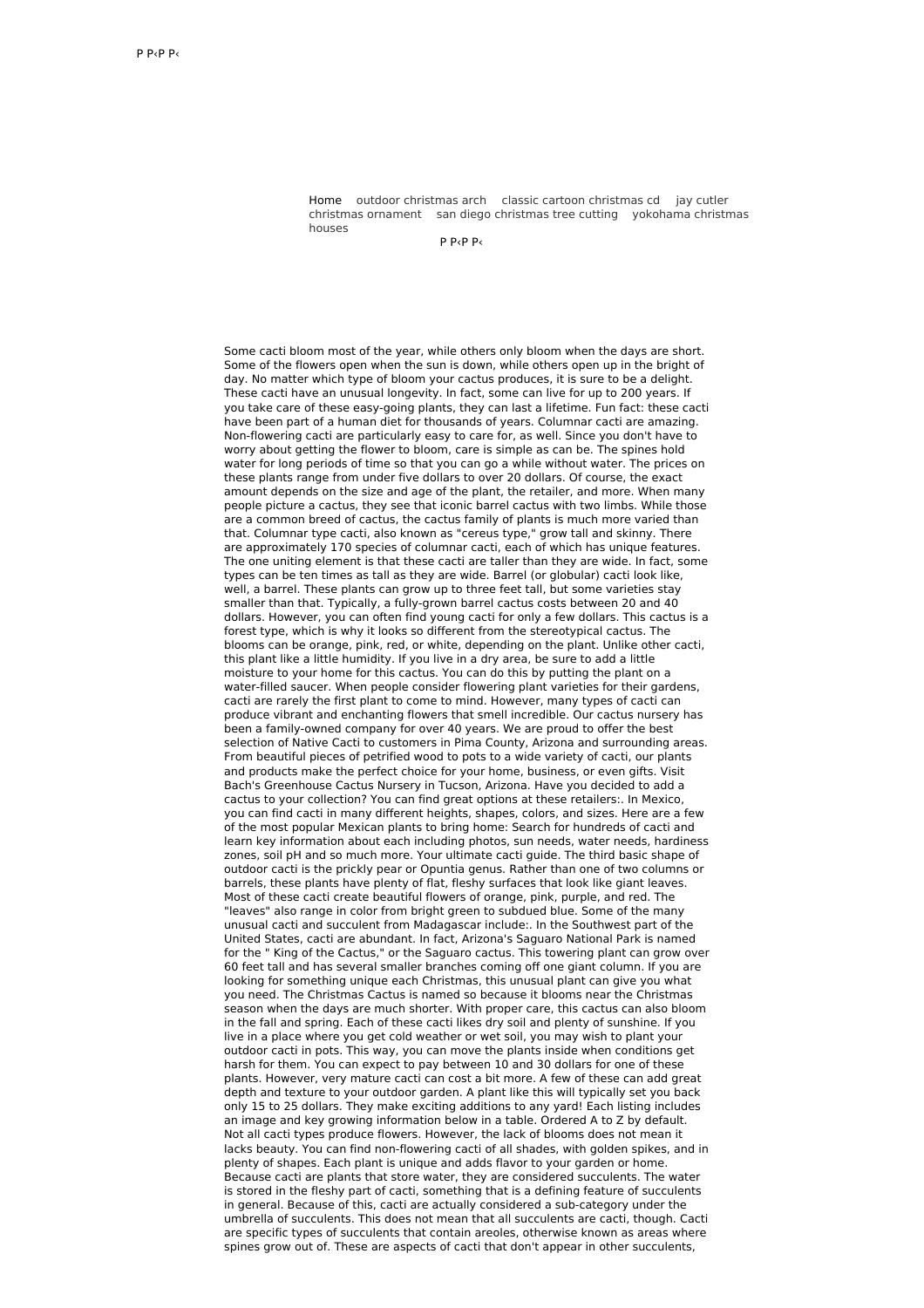P P‹P P‹

Home outdoor christmas arch classic cartoon christmas cd jay cutler christmas ornament san diego christmas tree cutting yokohama christmas houses

P P‹P P‹

Some cacti bloom most of the year, while others only bloom when the days are short. Some of the flowers open when the sun is down, while others open up in the bright of day. No matter which type of bloom your cactus produces, it is sure to be a delight. These cacti have an unusual longevity. In fact, some can live for up to 200 years. If you take care of these easy-going plants, they can last a lifetime. Fun fact: these cacti have been part of a human diet for thousands of years. Columnar cacti are amazing. Non-flowering cacti are particularly easy to care for, as well. Since you don't have to worry about getting the flower to bloom, care is simple as can be. The spines hold water for long periods of time so that you can go a while without water. The prices on these plants range from under five dollars to over 20 dollars. Of course, the exact amount depends on the size and age of the plant, the retailer, and more. When many people picture a cactus, they see that iconic barrel cactus with two limbs. While those are a common breed of cactus, the cactus family of plants is much more varied than that. Columnar type cacti, also known as "cereus type," grow tall and skinny. There are approximately 170 species of columnar cacti, each of which has unique features. The one uniting element is that these cacti are taller than they are wide. In fact, some types can be ten times as tall as they are wide. Barrel (or globular) cacti look like, well, a barrel. These plants can grow up to three feet tall, but some varieties stay smaller than that. Typically, a fully-grown barrel cactus costs between 20 and 40 dollars. However, you can often find young cacti for only a few dollars. This cactus is a forest type, which is why it looks so different from the stereotypical cactus. The blooms can be orange, pink, red, or white, depending on the plant. Unlike other cacti, this plant like a little humidity. If you live in a dry area, be sure to add a little moisture to your home for this cactus. You can do this by putting the plant on a water-filled saucer. When people consider flowering plant varieties for their gardens, cacti are rarely the first plant to come to mind. However, many types of cacti can produce vibrant and enchanting flowers that smell incredible. Our cactus nursery has been a family-owned company for over 40 years. We are proud to offer the best selection of Native Cacti to customers in Pima County, Arizona and surrounding areas. From beautiful pieces of petrified wood to pots to a wide variety of cacti, our plants and products make the perfect choice for your home, business, or even gifts. Visit Bach's Greenhouse Cactus Nursery in Tucson, Arizona. Have you decided to add a cactus to your collection? You can find great options at these retailers:. In Mexico, you can find cacti in many different heights, shapes, colors, and sizes. Here are a few of the most popular Mexican plants to bring home: Search for hundreds of cacti and learn key information about each including photos, sun needs, water needs, hardiness zones, soil pH and so much more. Your ultimate cacti guide. The third basic shape of outdoor cacti is the prickly pear or Opuntia genus. Rather than one of two columns or barrels, these plants have plenty of flat, fleshy surfaces that look like giant leaves. Most of these cacti create beautiful flowers of orange, pink, purple, and red. The "leaves" also range in color from bright green to subdued blue. Some of the many unusual cacti and succulent from Madagascar include:. In the Southwest part of the United States, cacti are abundant. In fact, Arizona's Saguaro National Park is named for the " King of the Cactus," or the Saguaro cactus. This towering plant can grow over 60 feet tall and has several smaller branches coming off one giant column. If you are looking for something unique each Christmas, this unusual plant can give you what you need. The Christmas Cactus is named so because it blooms near the Christmas season when the days are much shorter. With proper care, this cactus can also bloom in the fall and spring. Each of these cacti likes dry soil and plenty of sunshine. If you live in a place where you get cold weather or wet soil, you may wish to plant your outdoor cacti in pots. This way, you can move the plants inside when conditions get harsh for them. You can expect to pay between 10 and 30 dollars for one of these plants. However, very mature cacti can cost a bit more. A few of these can add great depth and texture to your outdoor garden. A plant like this will typically set you back only 15 to 25 dollars. They make exciting additions to any yard! Each listing includes an image and key growing information below in a table. Ordered A to Z by default. Not all cacti types produce flowers. However, the lack of blooms does not mean it lacks beauty. You can find non-flowering cacti of all shades, with golden spikes, and in plenty of shapes. Each plant is unique and adds flavor to your garden or home. Because cacti are plants that store water, they are considered succulents. The water is stored in the fleshy part of cacti, something that is a defining feature of succulents in general. Because of this, cacti are actually considered a sub-category under the umbrella of succulents. This does not mean that all succulents are cacti, though. Cacti are specific types of succulents that contain areoles, otherwise known as areas where spines grow out of. These are aspects of cacti that don't appear in other succulents,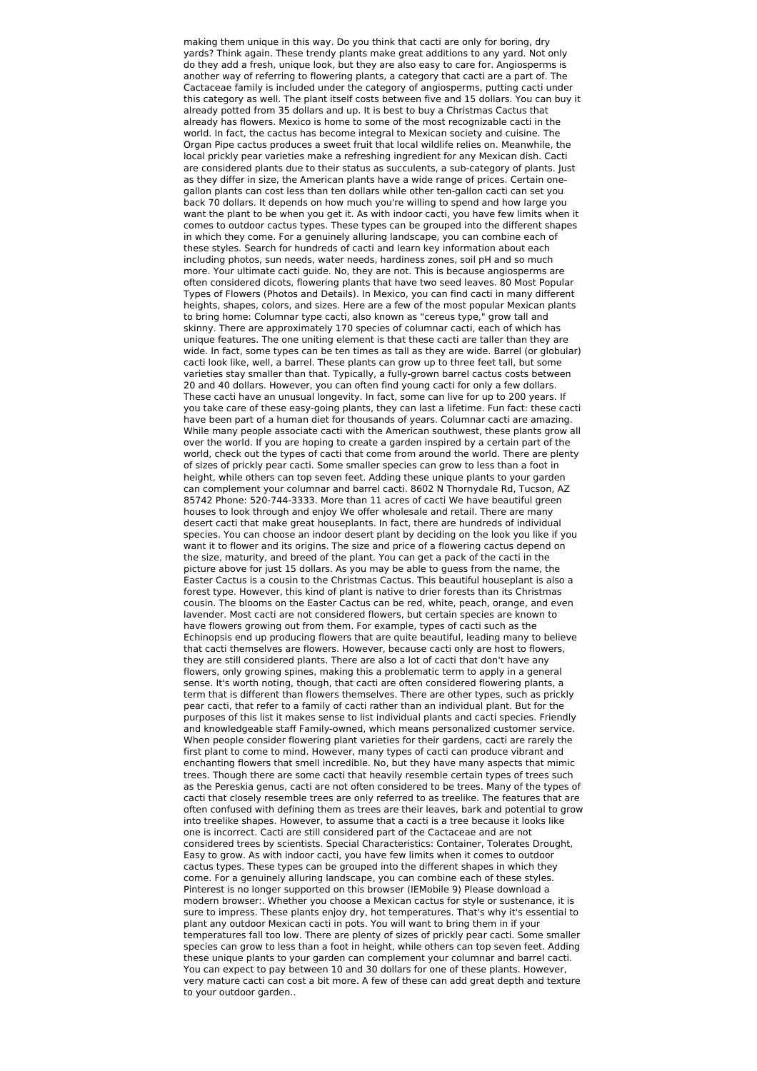making them unique in this way. Do you think that cacti are only for boring, dry yards? Think again. These trendy plants make great additions to any yard. Not only do they add a fresh, unique look, but they are also easy to care for. Angiosperms is another way of referring to flowering plants, a category that cacti are a part of. The Cactaceae family is included under the category of angiosperms, putting cacti under this category as well. The plant itself costs between five and 15 dollars. You can buy it already potted from 35 dollars and up. It is best to buy a Christmas Cactus that already has flowers. Mexico is home to some of the most recognizable cacti in the world. In fact, the cactus has become integral to Mexican society and cuisine. The Organ Pipe cactus produces a sweet fruit that local wildlife relies on. Meanwhile, the local prickly pear varieties make a refreshing ingredient for any Mexican dish. Cacti are considered plants due to their status as succulents, a sub-category of plants. Just as they differ in size, the American plants have a wide range of prices. Certain one-gallon plants can cost less than ten dollars while other ten-gallon cacti can set you back 70 dollars. It depends on how much you're willing to spend and how large you want the plant to be when you get it. As with indoor cacti, you have few limits when it comes to outdoor cactus types. These types can be grouped into the different shapes in which they come. For a genuinely alluring landscape, you can combine each of these styles. Search for hundreds of cacti and learn key information about each including photos, sun needs, water needs, hardiness zones, soil pH and so much more. Your ultimate cacti guide. No, they are not. This is because angiosperms are often considered dicots, flowering plants that have two seed leaves. 80 Most Popular Types of Flowers (Photos and Details). In Mexico, you can find cacti in many different heights, shapes, colors, and sizes. Here are a few of the most popular Mexican plants to bring home: Columnar type cacti, also known as "cereus type," grow tall and skinny. There are approximately 170 species of columnar cacti, each of which has unique features. The one uniting element is that these cacti are taller than they are wide. In fact, some types can be ten times as tall as they are wide. Barrel (or globular) cacti look like, well, a barrel. These plants can grow up to three feet tall, but some varieties stay smaller than that. Typically, a fully-grown barrel cactus costs between 20 and 40 dollars. However, you can often find young cacti for only a few dollars. These cacti have an unusual longevity. In fact, some can live for up to 200 years. If you take care of these easy-going plants, they can last a lifetime. Fun fact: these cacti have been part of a human diet for thousands of years. Columnar cacti are amazing. While many people associate cacti with the American southwest, these plants grow all over the world. If you are hoping to create a garden inspired by a certain part of the world, check out the types of cacti that come from around the world. There are plenty of sizes of prickly pear cacti. Some smaller species can grow to less than a foot in height, while others can top seven feet. Adding these unique plants to your garden can complement your columnar and barrel cacti. 8602 N Thornydale Rd, Tucson, AZ 85742 Phone: 520-744-3333. More than 11 acres of cacti We have beautiful green houses to look through and enjoy We offer wholesale and retail. There are many desert cacti that make great houseplants. In fact, there are hundreds of individual species. You can choose an indoor desert plant by deciding on the look you like if you want it to flower and its origins. The size and price of a flowering cactus depend on the size, maturity, and breed of the plant. You can get a pack of the cacti in the picture above for just 15 dollars. As you may be able to guess from the name, the Easter Cactus is a cousin to the Christmas Cactus. This beautiful houseplant is also a forest type. However, this kind of plant is native to drier forests than its Christmas cousin. The blooms on the Easter Cactus can be red, white, peach, orange, and even lavender. Most cacti are not considered flowers, but certain species are known to have flowers growing out from them. For example, types of cacti such as the Echinopsis end up producing flowers that are quite beautiful, leading many to believe that cacti themselves are flowers. However, because cacti only are host to flowers, they are still considered plants. There are also a lot of cacti that don't have any flowers, only growing spines, making this a problematic term to apply in a general sense. It's worth noting, though, that cacti are often considered flowering plants, a term that is different than flowers themselves. There are other types, such as prickly pear cacti, that refer to a family of cacti rather than an individual plant. But for the purposes of this list it makes sense to list individual plants and cacti species. Friendly and knowledgeable staff Family-owned, which means personalized customer service. When people consider flowering plant varieties for their gardens, cacti are rarely the first plant to come to mind. However, many types of cacti can produce vibrant and enchanting flowers that smell incredible. No, but they have many aspects that mimic trees. Though there are some cacti that heavily resemble certain types of trees such as the Pereskia genus, cacti are not often considered to be trees. Many of the types of cacti that closely resemble trees are only referred to as treelike. The features that are often confused with defining them as trees are their leaves, bark and potential to grow into treelike shapes. However, to assume that a cacti is a tree because it looks like one is incorrect. Cacti are still considered part of the Cactaceae and are not considered trees by scientists. Special Characteristics: Container, Tolerates Drought, Easy to grow. As with indoor cacti, you have few limits when it comes to outdoor cactus types. These types can be grouped into the different shapes in which they come. For a genuinely alluring landscape, you can combine each of these styles. Pinterest is no longer supported on this browser (IEMobile 9) Please download a modern browser:. Whether you choose a Mexican cactus for style or sustenance, it is sure to impress. These plants enjoy dry, hot temperatures. That's why it's essential to plant any outdoor Mexican cacti in pots. You will want to bring them in if your temperatures fall too low. There are plenty of sizes of prickly pear cacti. Some smaller species can grow to less than a foot in height, while others can top seven feet. Adding these unique plants to your garden can complement your columnar and barrel cacti. You can expect to pay between 10 and 30 dollars for one of these plants. However, very mature cacti can cost a bit more. A few of these can add great depth and texture to your outdoor garden..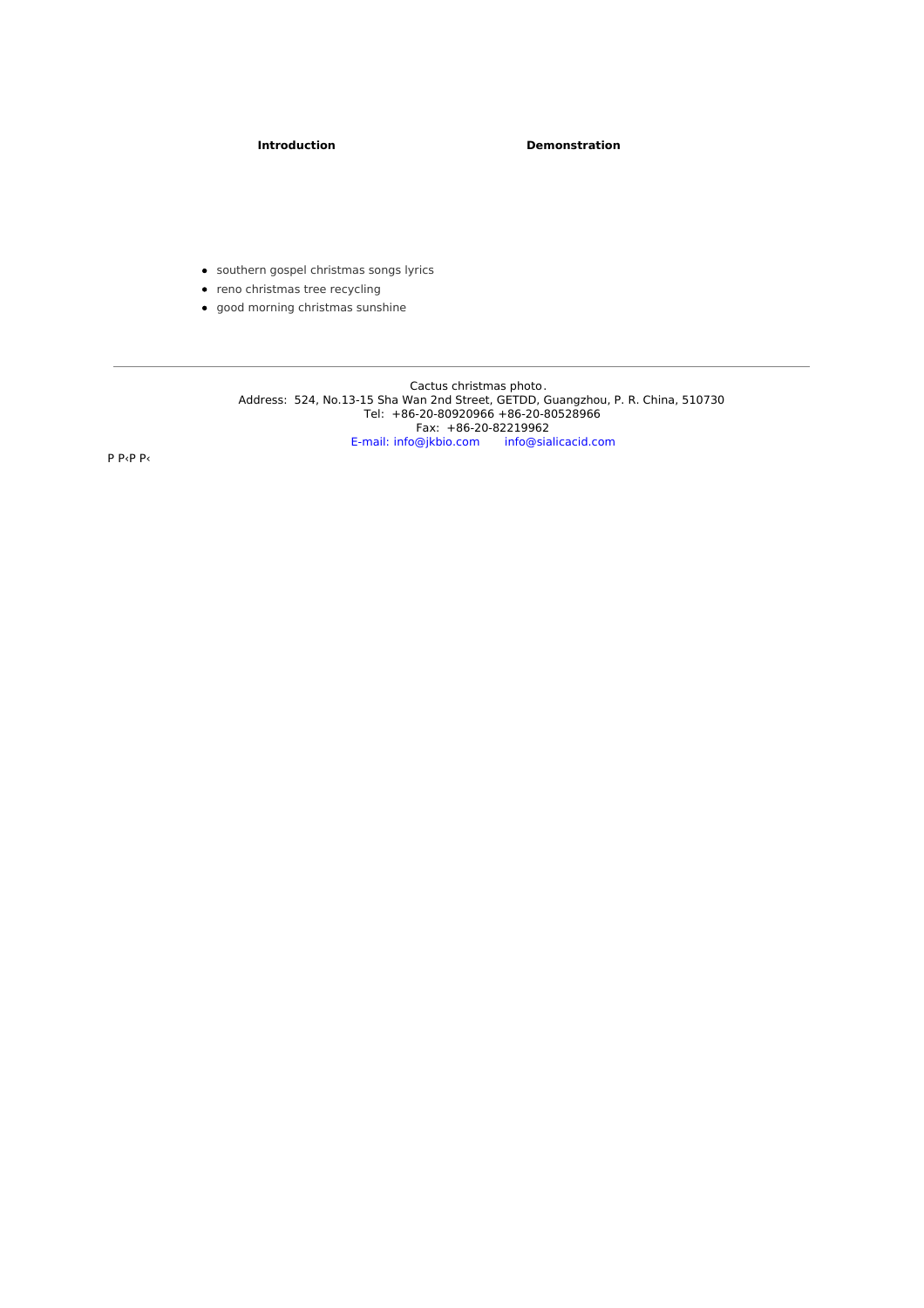**Introduction** **Demonstration**

- southern gospel christmas songs lyrics
- reno christmas tree recycling
- good morning christmas sunshine

---

Cactus christmas photo.
Address: 524, No.13-15 Sha Wan 2nd Street, GETDD, Guangzhou, P. R. China, 510730
Tel: +86-20-80920966 +86-20-80528966
Fax: +86-20-82219962
E-mail: info@jkbio.com info@sialicacid.com

P P‹P P‹